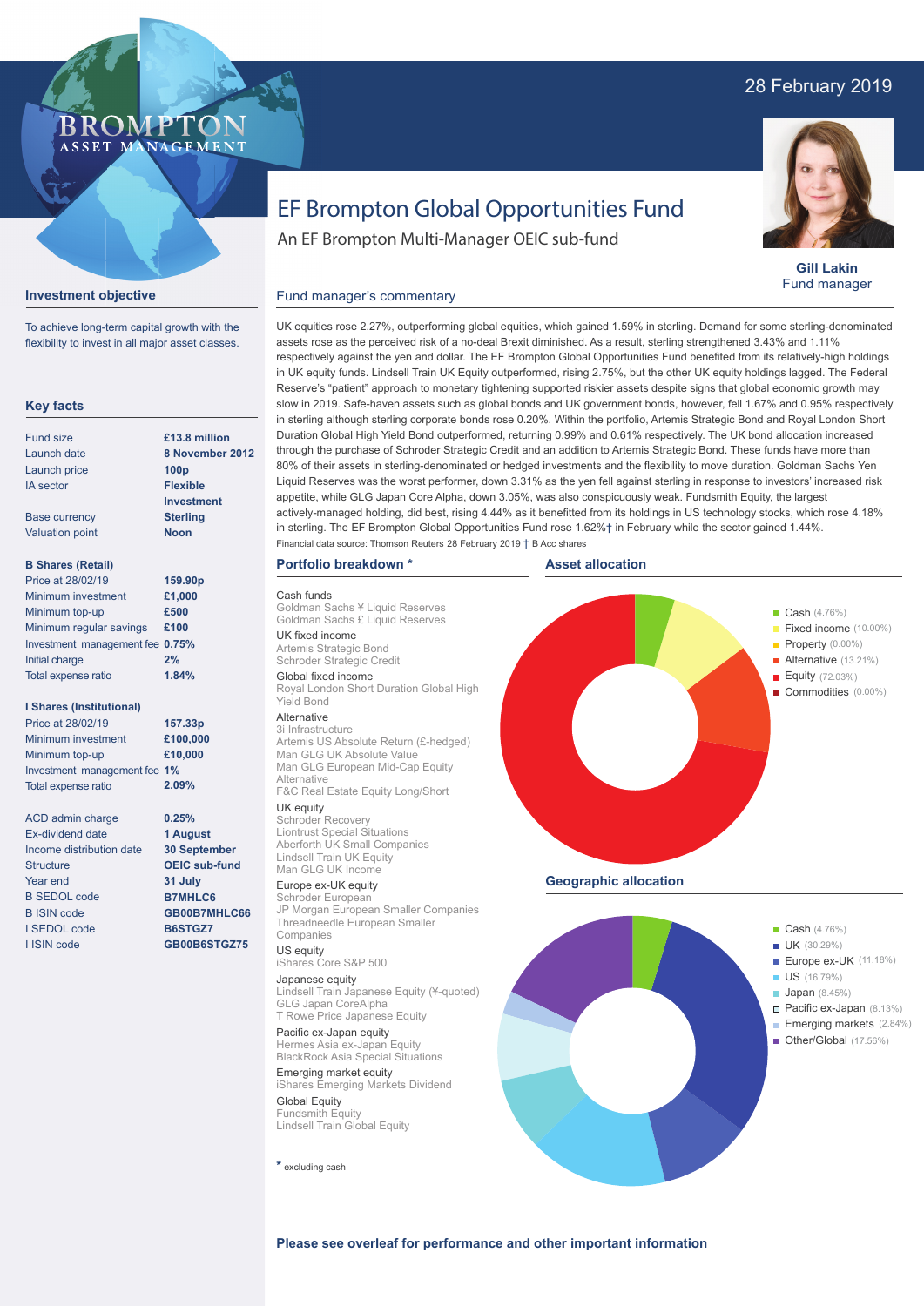28 February 2019

# EF Brompton Global Opportunities Fund

An EF Brompton Multi-Manager OEIC sub-fund

**Gill Lakin**
Fund manager

## Investment objective

To achieve long-term capital growth with the flexibility to invest in all major asset classes.

## Key facts

| | |
|---|---|
| Fund size | £13.8 million |
| Launch date | 8 November 2012 |
| Launch price | 100p |
| IA sector | Flexible Investment |
| Base currency | Sterling |
| Valuation point | Noon |

**B Shares (Retail)**

| | |
|---|---|
| Price at 28/02/19 | 159.90p |
| Minimum investment | £1,000 |
| Minimum top-up | £500 |
| Minimum regular savings | £100 |
| Investment management fee | 0.75% |
| Initial charge | 2% |
| Total expense ratio | 1.84% |

**I Shares (Institutional)**

| | |
|---|---|
| Price at 28/02/19 | 157.33p |
| Minimum investment | £100,000 |
| Minimum top-up | £10,000 |
| Investment management fee | 1% |
| Total expense ratio | 2.09% |

| | |
|---|---|
| ACD admin charge | 0.25% |
| Ex-dividend date | 1 August |
| Income distribution date | 30 September |
| Structure | OEIC sub-fund |
| Year end | 31 July |
| B SEDOL code | B7MHLC6 |
| B ISIN code | GB00B7MHLC66 |
| I SEDOL code | B6STGZ7 |
| I ISIN code | GB00B6STGZ75 |

## Fund manager's commentary

UK equities rose 2.27%, outperforming global equities, which gained 1.59% in sterling. Demand for some sterling-denominated assets rose as the perceived risk of a no-deal Brexit diminished. As a result, sterling strengthened 3.43% and 1.11% respectively against the yen and dollar. The EF Brompton Global Opportunities Fund benefited from its relatively-high holdings in UK equity funds. Lindsell Train UK Equity outperformed, rising 2.75%, but the other UK equity holdings lagged. The Federal Reserve's "patient" approach to monetary tightening supported riskier assets despite signs that global economic growth may slow in 2019. Safe-haven assets such as global bonds and UK government bonds, however, fell 1.67% and 0.95% respectively in sterling although sterling corporate bonds rose 0.20%. Within the portfolio, Artemis Strategic Bond and Royal London Short Duration Global High Yield Bond outperformed, returning 0.99% and 0.61% respectively. The UK bond allocation increased through the purchase of Schroder Strategic Credit and an addition to Artemis Strategic Bond. These funds have more than 80% of their assets in sterling-denominated or hedged investments and the flexibility to move duration. Goldman Sachs Yen Liquid Reserves was the worst performer, down 3.31% as the yen fell against sterling in response to investors' increased risk appetite, while GLG Japan Core Alpha, down 3.05%, was also conspicuously weak. Fundsmith Equity, the largest actively-managed holding, did best, rising 4.44% as it benefitted from its holdings in US technology stocks, which rose 4.18% in sterling. The EF Brompton Global Opportunities Fund rose 1.62%† in February while the sector gained 1.44%.

Financial data source: Thomson Reuters 28 February 2019 † B Acc shares

## Portfolio breakdown *

**Cash funds**
Goldman Sachs ¥ Liquid Reserves
Goldman Sachs £ Liquid Reserves

**UK fixed income**
Artemis Strategic Bond
Schroder Strategic Credit

**Global fixed income**
Royal London Short Duration Global High Yield Bond

**Alternative**
3i Infrastructure
Artemis US Absolute Return (£-hedged)
Man GLG UK Absolute Value
Man GLG European Mid-Cap Equity Alternative
F&C Real Estate Equity Long/Short

**UK equity**
Schroder Recovery
Liontrust Special Situations
Aberforth UK Small Companies
Lindsell Train UK Equity
Man GLG UK Income

**Europe ex-UK equity**
Schroder European
JP Morgan European Smaller Companies
Threadneedle European Smaller Companies

**US equity**
iShares Core S&P 500

**Japanese equity**
Lindsell Train Japanese Equity (¥-quoted)
GLG Japan CoreAlpha
T Rowe Price Japanese Equity

**Pacific ex-Japan equity**
Hermes Asia ex-Japan Equity
BlackRock Asia Special Situations

**Emerging market equity**
iShares Emerging Markets Dividend

**Global Equity**
Fundsmith Equity
Lindsell Train Global Equity

\* excluding cash

## Asset allocation

| Asset | % |
|---|---|
| Cash | 4.76% |
| Fixed income | 10.00% |
| Property | 0.00% |
| Alternative | 13.21% |
| Equity | 72.03% |
| Commodities | 0.00% |

## Geographic allocation

| Region | % |
|---|---|
| Cash | 4.76% |
| UK | 30.29% |
| Europe ex-UK | 11.18% |
| US | 16.79% |
| Japan | 8.45% |
| Pacific ex-Japan | 8.13% |
| Emerging markets | 2.84% |
| Other/Global | 17.56% |

**Please see overleaf for performance and other important information**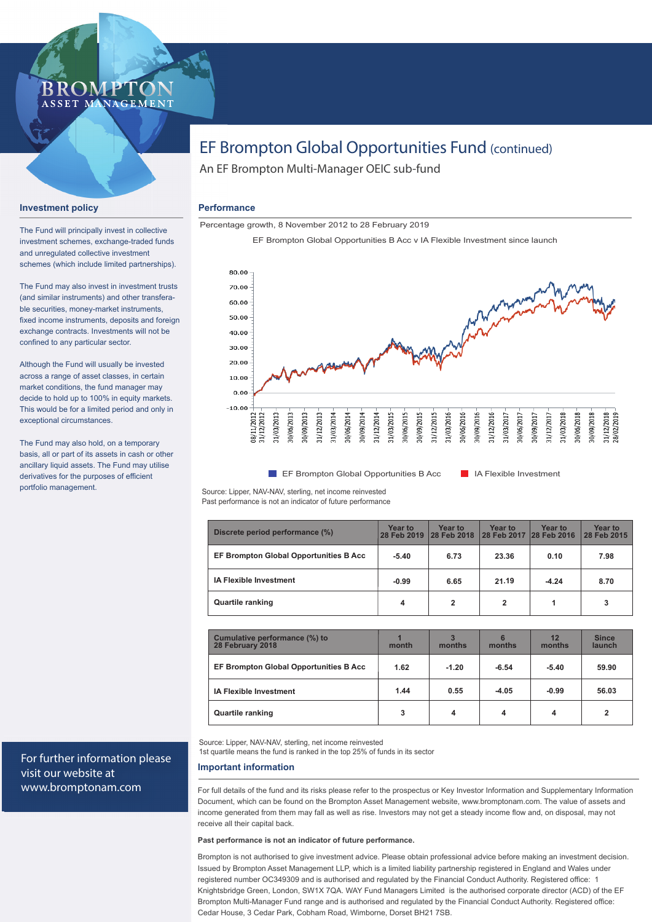BROMPTON
ASSET MANAGEMENT

# EF Brompton Global Opportunities Fund (continued)

An EF Brompton Multi-Manager OEIC sub-fund

## Investment policy

The Fund will principally invest in collective investment schemes, exchange-traded funds and unregulated collective investment schemes (which include limited partnerships).

The Fund may also invest in investment trusts (and similar instruments) and other transferable securities, money-market instruments, fixed income instruments, deposits and foreign exchange contracts. Investments will not be confined to any particular sector.

Although the Fund will usually be invested across a range of asset classes, in certain market conditions, the fund manager may decide to hold up to 100% in equity markets. This would be for a limited period and only in exceptional circumstances.

The Fund may also hold, on a temporary basis, all or part of its assets in cash or other ancillary liquid assets. The Fund may utilise derivatives for the purposes of efficient portfolio management.

For further information please visit our website at www.bromptonam.com

## Performance

Percentage growth, 8 November 2012 to 28 February 2019

EF Brompton Global Opportunities B Acc v IA Flexible Investment since launch

80.00
70.00
60.00
50.00
40.00
30.00
20.00
10.00
0.00
-10.00

08/11/2012, 31/12/2012, 31/03/2013, 30/06/2013, 30/09/2013, 31/12/2013, 31/03/2014, 30/06/2014, 30/09/2014, 31/12/2014, 31/03/2015, 30/06/2015, 30/09/2015, 31/12/2015, 31/03/2016, 30/06/2016, 30/09/2016, 31/12/2016, 31/03/2017, 30/06/2017, 30/09/2017, 31/12/2017, 31/03/2018, 30/06/2018, 30/09/2018, 31/12/2018, 28/02/2019

EF Brompton Global Opportunities B Acc
IA Flexible Investment

Source: Lipper, NAV-NAV, sterling, net income reinvested
Past performance is not an indicator of future performance

| Discrete period performance (%) | Year to 28 Feb 2019 | Year to 28 Feb 2018 | Year to 28 Feb 2017 | Year to 28 Feb 2016 | Year to 28 Feb 2015 |
|---|---|---|---|---|---|
| EF Brompton Global Opportunities B Acc | -5.40 | 6.73 | 23.36 | 0.10 | 7.98 |
| IA Flexible Investment | -0.99 | 6.65 | 21.19 | -4.24 | 8.70 |
| Quartile ranking | 4 | 2 | 2 | 1 | 3 |

| Cumulative performance (%) to 28 February 2018 | 1 month | 3 months | 6 months | 12 months | Since launch |
|---|---|---|---|---|---|
| EF Brompton Global Opportunities B Acc | 1.62 | -1.20 | -6.54 | -5.40 | 59.90 |
| IA Flexible Investment | 1.44 | 0.55 | -4.05 | -0.99 | 56.03 |
| Quartile ranking | 3 | 4 | 4 | 4 | 2 |

Source: Lipper, NAV-NAV, sterling, net income reinvested
1st quartile means the fund is ranked in the top 25% of funds in its sector

## Important information

For full details of the fund and its risks please refer to the prospectus or Key Investor Information and Supplementary Information Document, which can be found on the Brompton Asset Management website, www.bromptonam.com. The value of assets and income generated from them may fall as well as rise. Investors may not get a steady income flow and, on disposal, may not receive all their capital back.

**Past performance is not an indicator of future performance.**

Brompton is not authorised to give investment advice. Please obtain professional advice before making an investment decision. Issued by Brompton Asset Management LLP, which is a limited liability partnership registered in England and Wales under registered number OC349309 and is authorised and regulated by the Financial Conduct Authority. Registered office: 1 Knightsbridge Green, London, SW1X 7QA. WAY Fund Managers Limited is the authorised corporate director (ACD) of the EF Brompton Multi-Manager Fund range and is authorised and regulated by the Financial Conduct Authority. Registered office: Cedar House, 3 Cedar Park, Cobham Road, Wimborne, Dorset BH21 7SB.